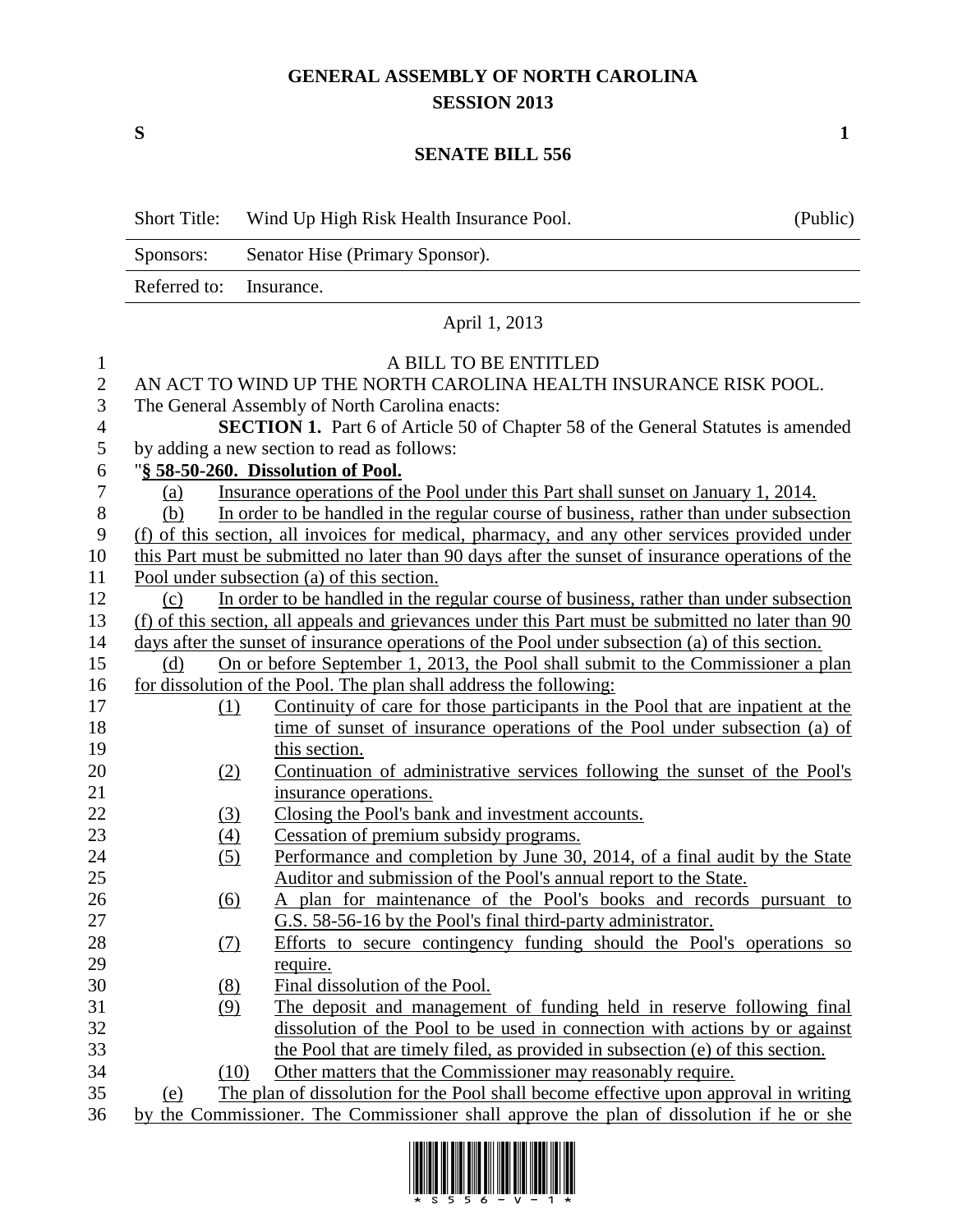# GENERAL ASSEMBLY OF NORTH CAROLINA
## SESSION 2013

**S** **1**

## SENATE BILL 556

| Short Title: | Wind Up High Risk Health Insurance Pool. | (Public) |
|---|---|---|
| Sponsors: | Senator Hise (Primary Sponsor). | |
| Referred to: | Insurance. | |

April 1, 2013

A BILL TO BE ENTITLED

AN ACT TO WIND UP THE NORTH CAROLINA HEALTH INSURANCE RISK POOL.

The General Assembly of North Carolina enacts:

**SECTION 1.** Part 6 of Article 50 of Chapter 58 of the General Statutes is amended by adding a new section to read as follows:

"**§ 58-50-260. Dissolution of Pool.**

(a) Insurance operations of the Pool under this Part shall sunset on January 1, 2014.

(b) In order to be handled in the regular course of business, rather than under subsection (f) of this section, all invoices for medical, pharmacy, and any other services provided under this Part must be submitted no later than 90 days after the sunset of insurance operations of the Pool under subsection (a) of this section.

(c) In order to be handled in the regular course of business, rather than under subsection (f) of this section, all appeals and grievances under this Part must be submitted no later than 90 days after the sunset of insurance operations of the Pool under subsection (a) of this section.

(d) On or before September 1, 2013, the Pool shall submit to the Commissioner a plan for dissolution of the Pool. The plan shall address the following:

(1) Continuity of care for those participants in the Pool that are inpatient at the time of sunset of insurance operations of the Pool under subsection (a) of this section.

(2) Continuation of administrative services following the sunset of the Pool's insurance operations.

(3) Closing the Pool's bank and investment accounts.

(4) Cessation of premium subsidy programs.

(5) Performance and completion by June 30, 2014, of a final audit by the State Auditor and submission of the Pool's annual report to the State.

(6) A plan for maintenance of the Pool's books and records pursuant to G.S. 58-56-16 by the Pool's final third-party administrator.

(7) Efforts to secure contingency funding should the Pool's operations so require.

(8) Final dissolution of the Pool.

(9) The deposit and management of funding held in reserve following final dissolution of the Pool to be used in connection with actions by or against the Pool that are timely filed, as provided in subsection (e) of this section.

(10) Other matters that the Commissioner may reasonably require.

(e) The plan of dissolution for the Pool shall become effective upon approval in writing by the Commissioner. The Commissioner shall approve the plan of dissolution if he or she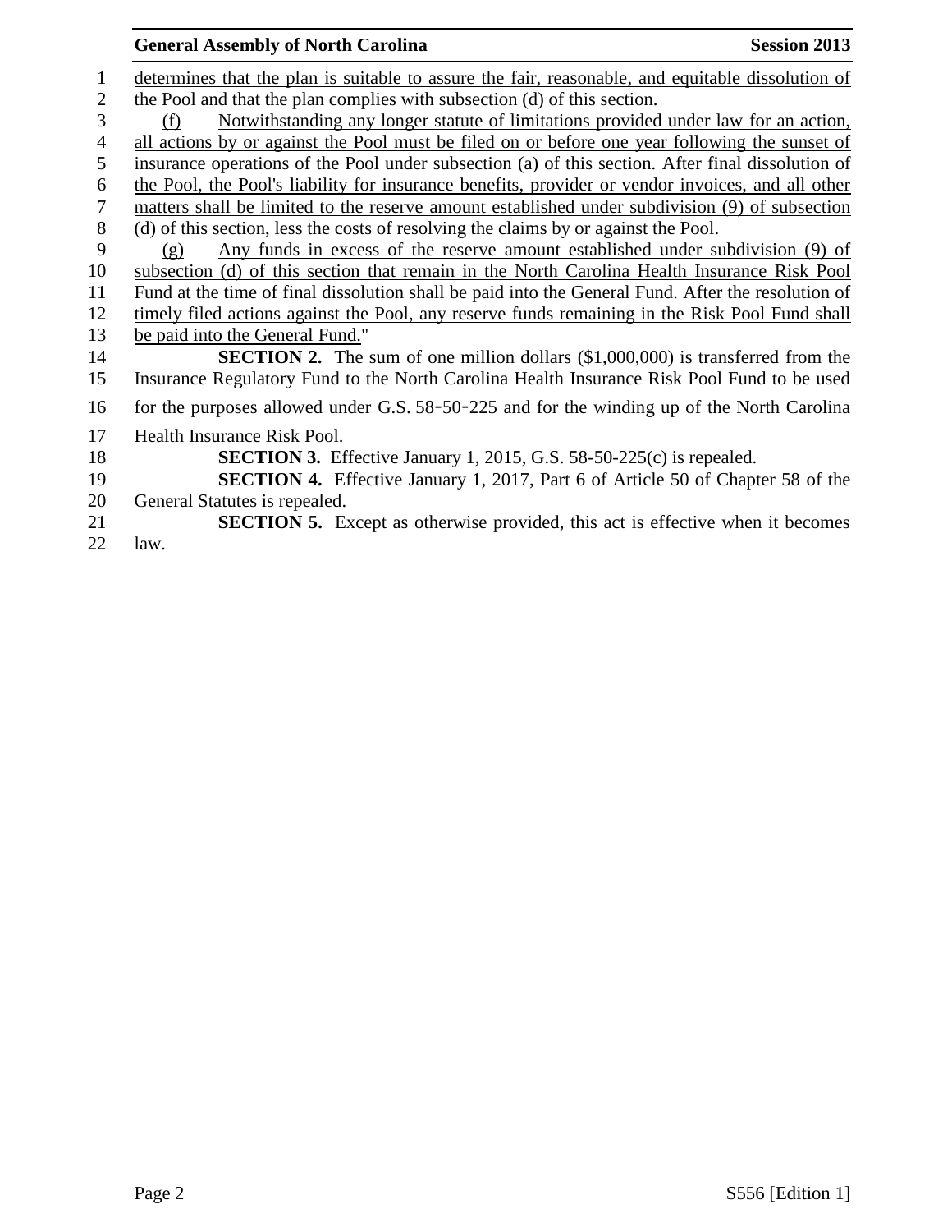determines that the plan is suitable to assure the fair, reasonable, and equitable dissolution of the Pool and that the plan complies with subsection (d) of this section.

(f) Notwithstanding any longer statute of limitations provided under law for an action, all actions by or against the Pool must be filed on or before one year following the sunset of insurance operations of the Pool under subsection (a) of this section. After final dissolution of the Pool, the Pool's liability for insurance benefits, provider or vendor invoices, and all other matters shall be limited to the reserve amount established under subdivision (9) of subsection (d) of this section, less the costs of resolving the claims by or against the Pool.

(g) Any funds in excess of the reserve amount established under subdivision (9) of subsection (d) of this section that remain in the North Carolina Health Insurance Risk Pool Fund at the time of final dissolution shall be paid into the General Fund. After the resolution of timely filed actions against the Pool, any reserve funds remaining in the Risk Pool Fund shall be paid into the General Fund."

**SECTION 2.** The sum of one million dollars ($1,000,000) is transferred from the Insurance Regulatory Fund to the North Carolina Health Insurance Risk Pool Fund to be used for the purposes allowed under G.S. 58-50-225 and for the winding up of the North Carolina Health Insurance Risk Pool.

**SECTION 3.** Effective January 1, 2015, G.S. 58-50-225(c) is repealed.

**SECTION 4.** Effective January 1, 2017, Part 6 of Article 50 of Chapter 58 of the General Statutes is repealed.

**SECTION 5.** Except as otherwise provided, this act is effective when it becomes law.